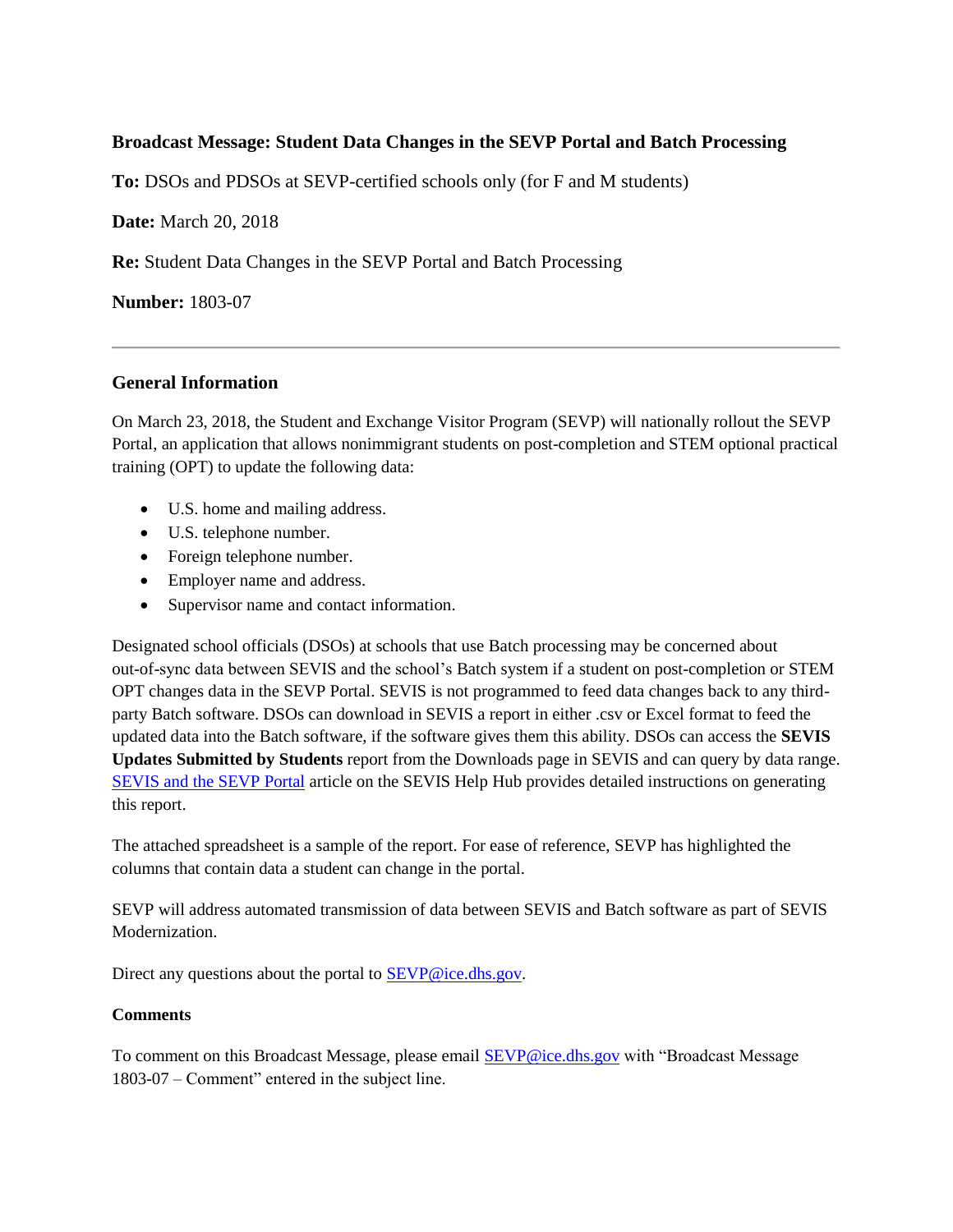**Broadcast Message: Student Data Changes in the SEVP Portal and Batch Processing**

**To:** DSOs and PDSOs at SEVP-certified schools only (for F and M students)

**Date:** March 20, 2018

**Re:** Student Data Changes in the SEVP Portal and Batch Processing

**Number:** 1803-07

---

## General Information

On March 23, 2018, the Student and Exchange Visitor Program (SEVP) will nationally rollout the SEVP Portal, an application that allows nonimmigrant students on post-completion and STEM optional practical training (OPT) to update the following data:

- U.S. home and mailing address.
- U.S. telephone number.
- Foreign telephone number.
- Employer name and address.
- Supervisor name and contact information.

Designated school officials (DSOs) at schools that use Batch processing may be concerned about out-of-sync data between SEVIS and the school's Batch system if a student on post-completion or STEM OPT changes data in the SEVP Portal. SEVIS is not programmed to feed data changes back to any third-party Batch software. DSOs can download in SEVIS a report in either .csv or Excel format to feed the updated data into the Batch software, if the software gives them this ability. DSOs can access the **SEVIS Updates Submitted by Students** report from the Downloads page in SEVIS and can query by data range. [SEVIS and the SEVP Portal](#) article on the SEVIS Help Hub provides detailed instructions on generating this report.

The attached spreadsheet is a sample of the report. For ease of reference, SEVP has highlighted the columns that contain data a student can change in the portal.

SEVP will address automated transmission of data between SEVIS and Batch software as part of SEVIS Modernization.

Direct any questions about the portal to SEVP@ice.dhs.gov.

### Comments

To comment on this Broadcast Message, please email SEVP@ice.dhs.gov with "Broadcast Message 1803-07 – Comment" entered in the subject line.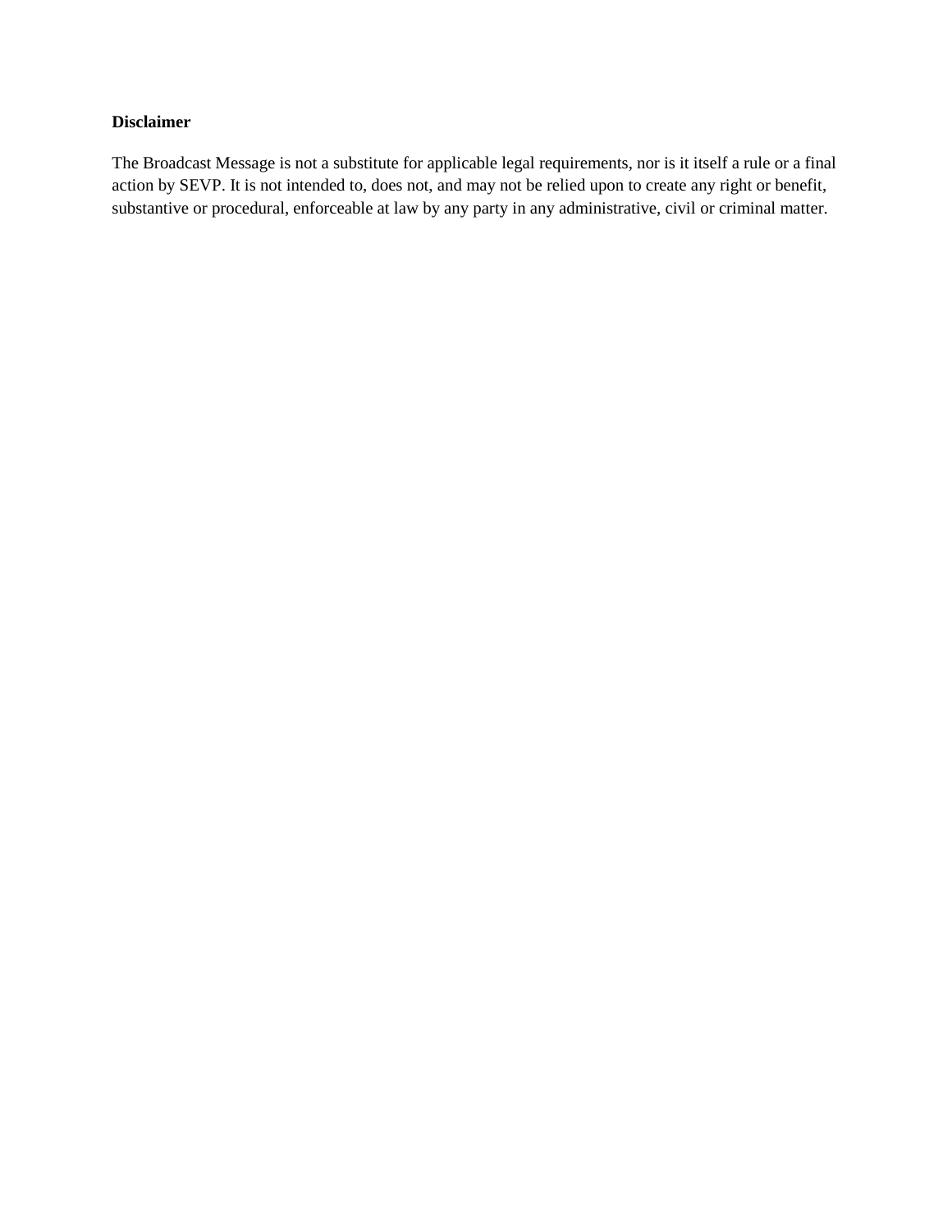**Disclaimer**

The Broadcast Message is not a substitute for applicable legal requirements, nor is it itself a rule or a final action by SEVP. It is not intended to, does not, and may not be relied upon to create any right or benefit, substantive or procedural, enforceable at law by any party in any administrative, civil or criminal matter.